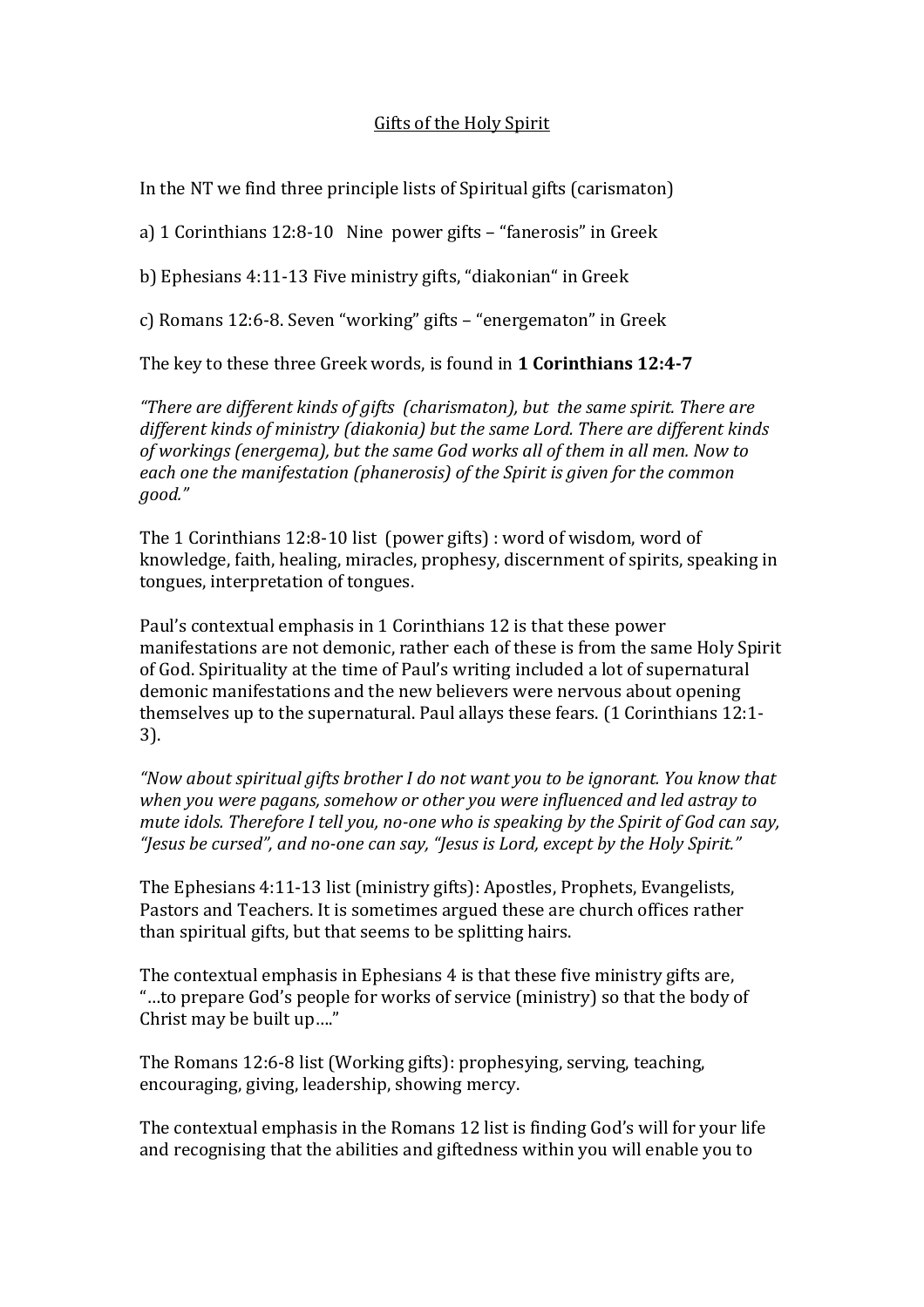<u>Gifts of the Holy Spirit</u>

In the NT we find three principle lists of Spiritual gifts (carismaton)

a) 1 Corinthians 12:8-10 Nine power gifts – "fanerosis" in Greek

b) Ephesians 4:11-13 Five ministry gifts, "diakonian" in Greek

c) Romans 12:6-8. Seven "working" gifts – "energematon" in Greek

The key to these three Greek words, is found in **1 Corinthians 12:4-7**

*"There are different kinds of gifts (charismaton), but the same spirit. There are different kinds of ministry (diakonia) but the same Lord. There are different kinds of workings (energema), but the same God works all of them in all men. Now to each one the manifestation (phanerosis) of the Spirit is given for the common good."*

The 1 Corinthians 12:8-10 list (power gifts) : word of wisdom, word of knowledge, faith, healing, miracles, prophesy, discernment of spirits, speaking in tongues, interpretation of tongues.

Paul's contextual emphasis in 1 Corinthians 12 is that these power manifestations are not demonic, rather each of these is from the same Holy Spirit of God. Spirituality at the time of Paul's writing included a lot of supernatural demonic manifestations and the new believers were nervous about opening themselves up to the supernatural. Paul allays these fears. (1 Corinthians 12:1-3).

*"Now about spiritual gifts brother I do not want you to be ignorant. You know that when you were pagans, somehow or other you were influenced and led astray to mute idols. Therefore I tell you, no-one who is speaking by the Spirit of God can say, "Jesus be cursed", and no-one can say, "Jesus is Lord, except by the Holy Spirit."*

The Ephesians 4:11-13 list (ministry gifts): Apostles, Prophets, Evangelists, Pastors and Teachers. It is sometimes argued these are church offices rather than spiritual gifts, but that seems to be splitting hairs.

The contextual emphasis in Ephesians 4 is that these five ministry gifts are, "…to prepare God's people for works of service (ministry) so that the body of Christ may be built up…."

The Romans 12:6-8 list (Working gifts): prophesying, serving, teaching, encouraging, giving, leadership, showing mercy.

The contextual emphasis in the Romans 12 list is finding God's will for your life and recognising that the abilities and giftedness within you will enable you to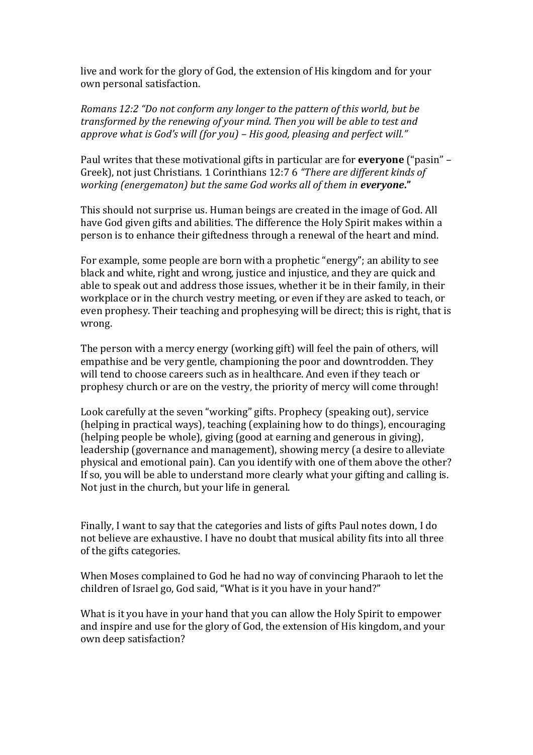live and work for the glory of God, the extension of His kingdom and for your own personal satisfaction.

*Romans 12:2 "Do not conform any longer to the pattern of this world, but be transformed by the renewing of your mind. Then you will be able to test and approve what is God's will (for you) – His good, pleasing and perfect will."*

Paul writes that these motivational gifts in particular are for **everyone** ("pasin" – Greek), not just Christians. 1 Corinthians 12:7 6 *"There are different kinds of working (energematon) but the same God works all of them in **everyone.**"*

This should not surprise us. Human beings are created in the image of God. All have God given gifts and abilities. The difference the Holy Spirit makes within a person is to enhance their giftedness through a renewal of the heart and mind.

For example, some people are born with a prophetic "energy"; an ability to see black and white, right and wrong, justice and injustice, and they are quick and able to speak out and address those issues, whether it be in their family, in their workplace or in the church vestry meeting, or even if they are asked to teach, or even prophesy. Their teaching and prophesying will be direct; this is right, that is wrong.

The person with a mercy energy (working gift) will feel the pain of others, will empathise and be very gentle, championing the poor and downtrodden. They will tend to choose careers such as in healthcare. And even if they teach or prophesy church or are on the vestry, the priority of mercy will come through!

Look carefully at the seven "working" gifts. Prophecy (speaking out), service (helping in practical ways), teaching (explaining how to do things), encouraging (helping people be whole), giving (good at earning and generous in giving), leadership (governance and management), showing mercy (a desire to alleviate physical and emotional pain). Can you identify with one of them above the other? If so, you will be able to understand more clearly what your gifting and calling is. Not just in the church, but your life in general.

Finally, I want to say that the categories and lists of gifts Paul notes down, I do not believe are exhaustive. I have no doubt that musical ability fits into all three of the gifts categories.

When Moses complained to God he had no way of convincing Pharaoh to let the children of Israel go, God said, "What is it you have in your hand?"

What is it you have in your hand that you can allow the Holy Spirit to empower and inspire and use for the glory of God, the extension of His kingdom, and your own deep satisfaction?